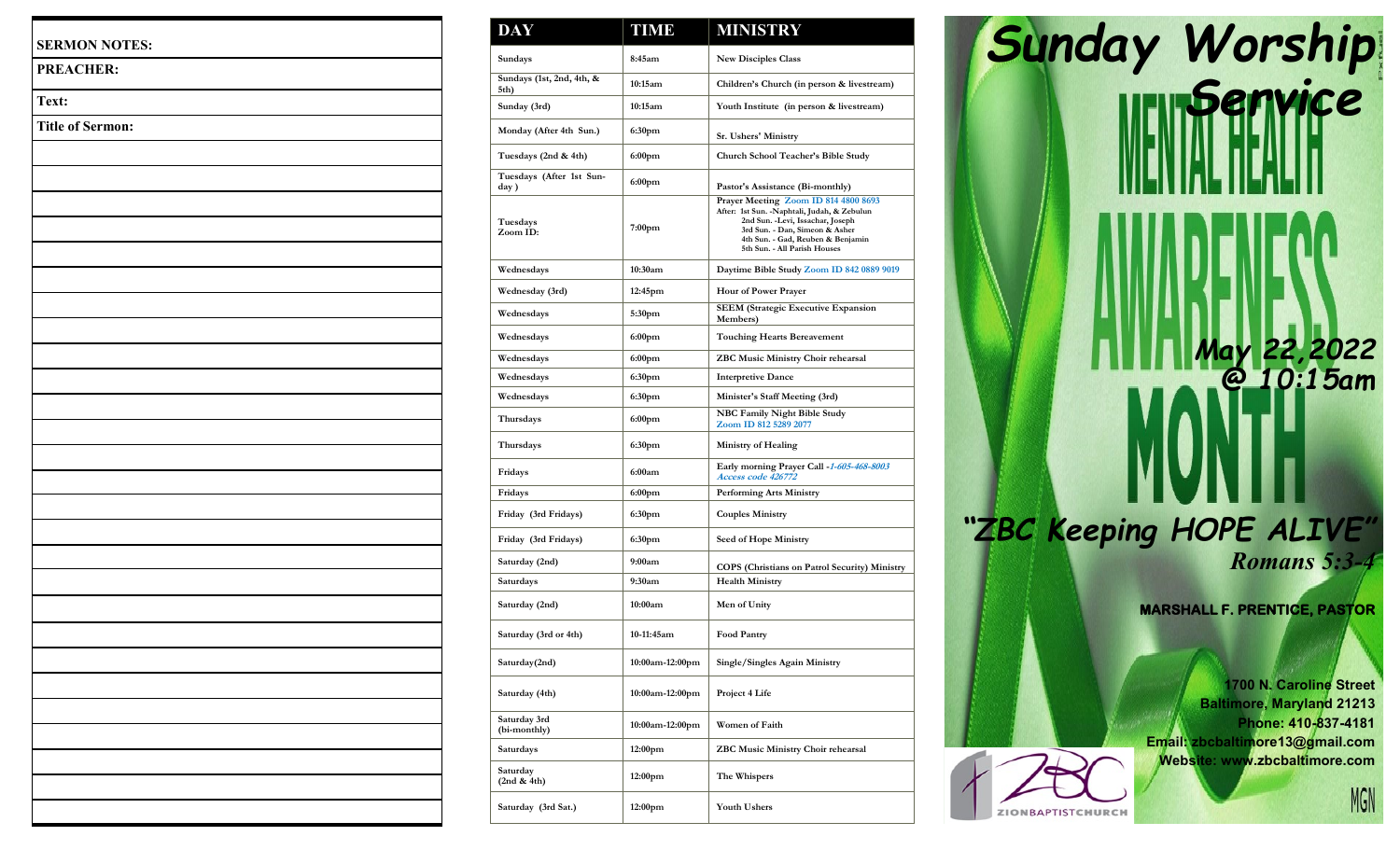**SERMON NOTES:**

**PREACHER:**

**Text:**

**Title of Sermon:**

| DAY | TIME | MINISTRY |
| --- | --- | --- |
| Sundays | 8:45am | New Disciples Class |
| Sundays (1st, 2nd, 4th, & 5th) | 10:15am | Children's Church (in person & livestream) |
| Sunday (3rd) | 10:15am | Youth Institute (in person & livestream) |
| Monday (After 4th Sun.) | 6:30pm | Sr. Ushers' Ministry |
| Tuesdays (2nd & 4th) | 6:00pm | Church School Teacher's Bible Study |
| Tuesdays (After 1st Sunday ) | 6:00pm | Pastor's Assistance (Bi-monthly) |
| Tuesdays Zoom ID: | 7:00pm | Prayer Meeting Zoom ID 814 4800 8693 After: 1st Sun. -Naphtali, Judah, & Zebulun 2nd Sun. -Levi, Issachar, Joseph 3rd Sun. - Dan, Simeon & Asher 4th Sun. - Gad, Reuben & Benjamin 5th Sun. - All Parish Houses |
| Wednesdays | 10:30am | Daytime Bible Study Zoom ID 842 0889 9019 |
| Wednesday (3rd) | 12:45pm | Hour of Power Prayer |
| Wednesdays | 5:30pm | SEEM (Strategic Executive Expansion Members) |
| Wednesdays | 6:00pm | Touching Hearts Bereavement |
| Wednesdays | 6:00pm | ZBC Music Ministry Choir rehearsal |
| Wednesdays | 6:30pm | Interpretive Dance |
| Wednesdays | 6:30pm | Minister's Staff Meeting (3rd) |
| Thursdays | 6:00pm | NBC Family Night Bible Study Zoom ID 812 5289 2077 |
| Thursdays | 6:30pm | Ministry of Healing |
| Fridays | 6:00am | Early morning Prayer Call -1-605-468-8003 Access code 426772 |
| Fridays | 6:00pm | Performing Arts Ministry |
| Friday (3rd Fridays) | 6:30pm | Couples Ministry |
| Friday (3rd Fridays) | 6:30pm | Seed of Hope Ministry |
| Saturday (2nd) | 9:00am | COPS (Christians on Patrol Security) Ministry |
| Saturdays | 9:30am | Health Ministry |
| Saturday (2nd) | 10:00am | Men of Unity |
| Saturday (3rd or 4th) | 10-11:45am | Food Pantry |
| Saturday(2nd) | 10:00am-12:00pm | Single/Singles Again Ministry |
| Saturday (4th) | 10:00am-12:00pm | Project 4 Life |
| Saturday 3rd (bi-monthly) | 10:00am-12:00pm | Women of Faith |
| Saturdays | 12:00pm | ZBC Music Ministry Choir rehearsal |
| Saturday (2nd & 4th) | 12:00pm | The Whispers |
| Saturday (3rd Sat.) | 12:00pm | Youth Ushers |

# Sunday Worship Service

MENTAL HEALTH AWARENESS MONTH

**May 22, 2022 @ 10:15am**

## "ZBC Keeping HOPE ALIVE"

*Romans 5:3-4*

**MARSHALL F. PRENTICE, PASTOR**

**1700 N. Caroline Street**
**Baltimore, Maryland 21213**
**Phone: 410-837-4181**
**Email: zbcbaltimore13@gmail.com**
**Website: www.zbcbaltimore.com**

ZIONBAPTISTCHURCH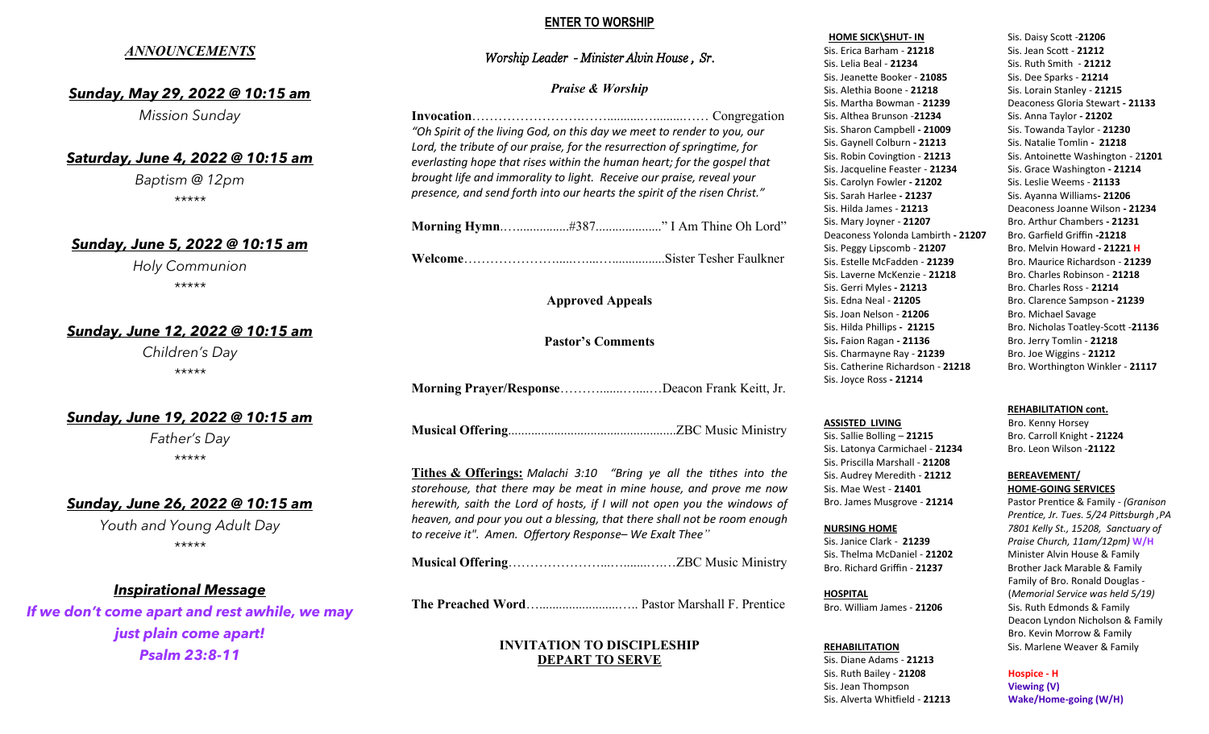## *ANNOUNCEMENTS*

***Sunday, May 29, 2022 @ 10:15 am***

*Mission Sunday*

***Saturday, June 4, 2022 @ 10:15 am***

*Baptism @ 12pm*

*****

***Sunday, June 5, 2022 @ 10:15 am***

*Holy Communion*

*****

***Sunday, June 12, 2022 @ 10:15 am***

*Children's Day*

*****

***Sunday, June 19, 2022 @ 10:15 am***

*Father's Day*

*****

***Sunday, June 26, 2022 @ 10:15 am***

*Youth and Young Adult Day*

*****

***Inspirational Message***

***If we don't come apart and rest awhile, we may just plain come apart!***

***Psalm 23:8-11***

## ENTER TO WORSHIP

*Worship Leader - Minister Alvin House , Sr.*

***Praise & Worship***

**Invocation**……………………..……..........…........…… Congregation

*"Oh Spirit of the living God, on this day we meet to render to you, our Lord, the tribute of our praise, for the resurrection of springtime, for everlasting hope that rises within the human heart; for the gospel that brought life and immorality to light. Receive our praise, reveal your presence, and send forth into our hearts the spirit of the risen Christ."*

**Morning Hymn**…..................#387....................." I Am Thine Oh Lord"

**Welcome**…………………......….....…...............Sister Tesher Faulkner

**Approved Appeals**

**Pastor's Comments**

**Morning Prayer/Response**……….......…....…Deacon Frank Keitt, Jr.

**Musical Offering**..................................................ZBC Music Ministry

**Tithes & Offerings:** *Malachi 3:10 "Bring ye all the tithes into the storehouse, that there may be meat in mine house, and prove me now herewith, saith the Lord of hosts, if I will not open you the windows of heaven, and pour you out a blessing, that there shall not be room enough to receive it". Amen. Offertory Response– We Exalt Thee''*

**Musical Offering**…………………...…......……ZBC Music Ministry

**The Preached Word**…...........................….. Pastor Marshall F. Prentice

**INVITATION TO DISCIPLESHIP**

**DEPART TO SERVE**

**HOME SICK\SHUT- IN**

Sis. Erica Barham - **21218**
Sis. Lelia Beal - **21234**
Sis. Jeanette Booker - **21085**
Sis. Alethia Boone - **21218**
Sis. Martha Bowman - **21239**
Sis. Althea Brunson -**21234**
Sis. Sharon Campbell **- 21009**
Sis. Gaynell Colburn **- 21213**
Sis. Robin Covingtion - **21213**
Sis. Jacqueline Feaster - **21234**
Sis. Carolyn Fowler **- 21202**
Sis. Sarah Harlee **- 21237**
Sis. Hilda James - **21213**
Sis. Mary Joyner - **21207**
Deaconess Yolonda Lambirth **- 21207**
Sis. Peggy Lipscomb - **21207**
Sis. Estelle McFadden - **21239**
Sis. Laverne McKenzie - **21218**
Sis. Gerri Myles **- 21213**
Sis. Edna Neal - **21205**
Sis. Joan Nelson - **21206**
Sis. Hilda Phillips **- 21215**
Sis**.** Faion Ragan **- 21136**
Sis. Charmayne Ray - **21239**
Sis. Catherine Richardson - **21218**
Sis. Joyce Ross **- 21214**
Sis. Daisy Scott -**21206**
Sis. Jean Scott - **21212**
Sis. Ruth Smith - **21212**
Sis. Dee Sparks - **21214**
Sis. Lorain Stanley - **21215**
Deaconess Gloria Stewart **- 21133**
Sis. Anna Taylor **- 21202**
Sis. Towanda Taylor - **21230**
Sis. Natalie Tomlin **- 21218**
Sis. Antoinette Washington - 2**1201**
Sis. Grace Washington **- 21214**
Sis. Leslie Weems - **21133**
Sis. Ayanna Williams**- 21206**
Deaconess Joanne Wilson **- 21234**
Bro. Arthur Chambers **- 21231**
Bro. Garfield Griffin **-21218**
Bro. Melvin Howard **- 21221 H**
Bro. Maurice Richardson - **21239**
Bro. Charles Robinson - **21218**
Bro. Charles Ross - **21214**
Bro. Clarence Sampson **- 21239**
Bro. Michael Savage
Bro. Nicholas Toatley-Scott -**21136**
Bro. Jerry Tomlin - **21218**
Bro. Joe Wiggins - **21212**
Bro. Worthington Winkler - **21117**

**ASSISTED LIVING**

Sis. Sallie Bolling – **21215**
Sis. Latonya Carmichael - **21234**
Sis. Priscilla Marshall - **21208**
Sis. Audrey Meredith - **21212**
Sis. Mae West - **21401**
Bro. James Musgrove - **21214**

**NURSING HOME**

Sis. Janice Clark - **21239**
Sis. Thelma McDaniel - **21202**
Bro. Richard Griffin - **21237**

**HOSPITAL**

Bro. William James - **21206**

**REHABILITATION**

Sis. Diane Adams - **21213**
Sis. Ruth Bailey - **21208**
Sis. Jean Thompson
Sis. Alverta Whitfield - **21213**

**REHABILITATION cont.**

Bro. Kenny Horsey
Bro. Carroll Knight **- 21224**
Bro. Leon Wilson -**21122**

**BEREAVEMENT/**
**HOME-GOING SERVICES**

Pastor Prentice & Family - *(Granison Prentice, Jr. Tues. 5/24 Pittsburgh ,PA 7801 Kelly St., 15208, Sanctuary of Praise Church, 11am/12pm)* **W/H**
Minister Alvin House & Family
Brother Jack Marable & Family
Family of Bro. Ronald Douglas - (*Memorial Service was held 5/19)*
Sis. Ruth Edmonds & Family
Deacon Lyndon Nicholson & Family
Bro. Kevin Morrow & Family
Sis. Marlene Weaver & Family

**Hospice - H**
**Viewing (V)**
**Wake/Home-going (W/H)**